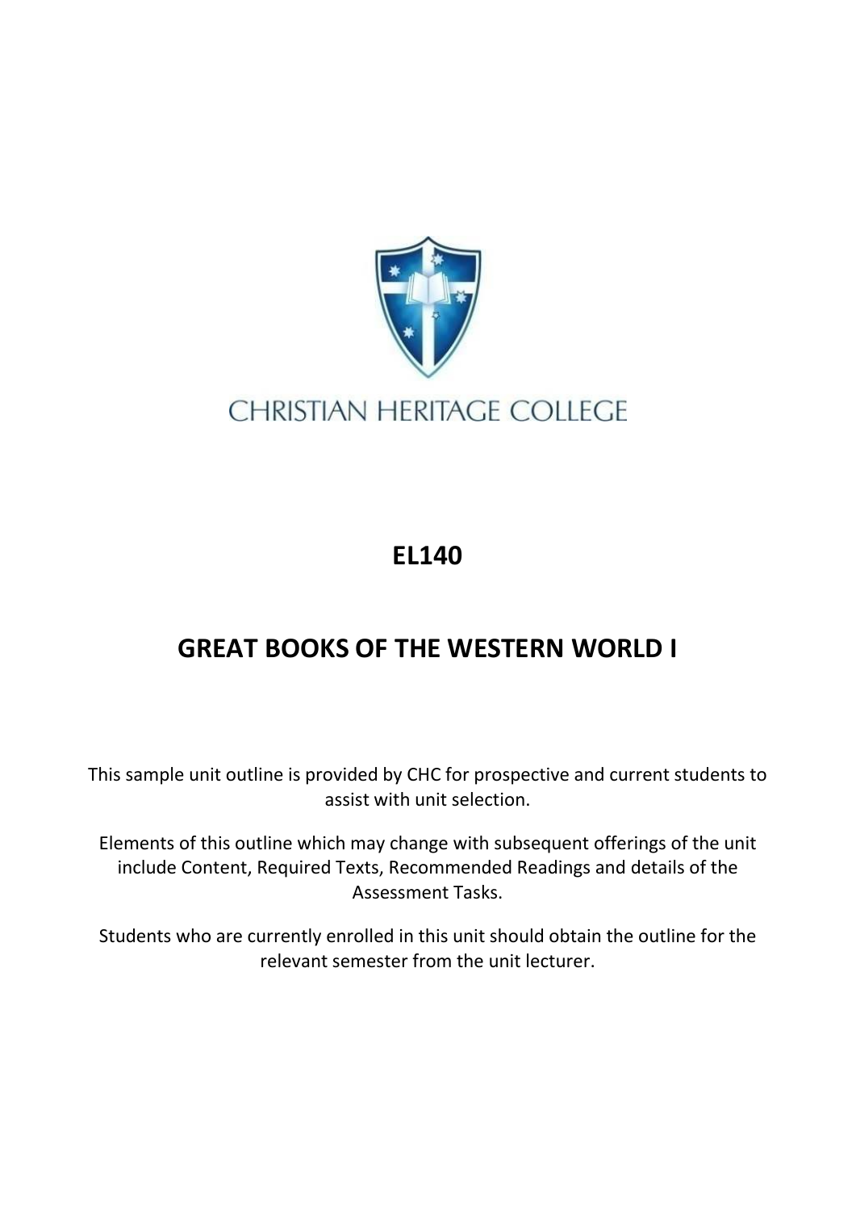CHRISTIAN HERITAGE COLLEGE

# EL140

# GREAT BOOKS OF THE WESTERN WORLD I

This sample unit outline is provided by CHC for prospective and current students to assist with unit selection.

Elements of this outline which may change with subsequent offerings of the unit include Content, Required Texts, Recommended Readings and details of the Assessment Tasks.

Students who are currently enrolled in this unit should obtain the outline for the relevant semester from the unit lecturer.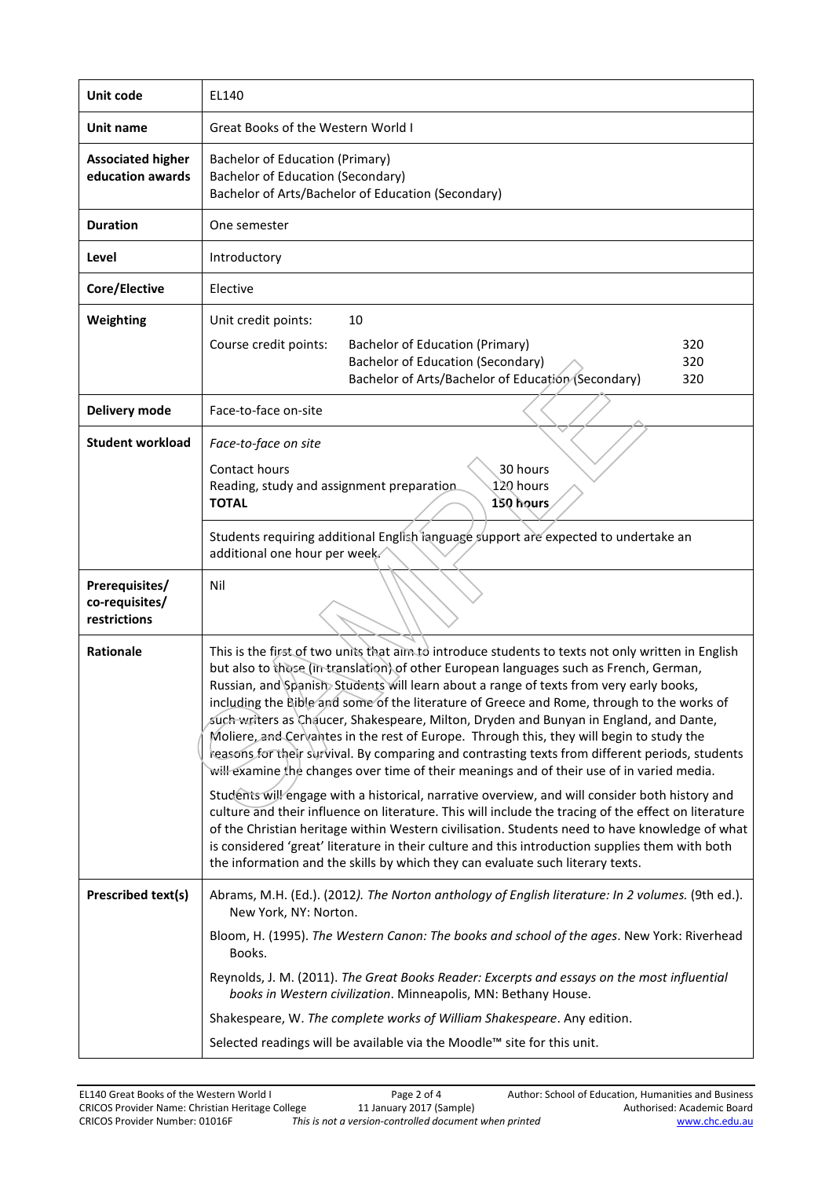| | |
|---|---|
| **Unit code** | EL140 |
| **Unit name** | Great Books of the Western World I |
| **Associated higher education awards** | Bachelor of Education (Primary)<br>Bachelor of Education (Secondary)<br>Bachelor of Arts/Bachelor of Education (Secondary) |
| **Duration** | One semester |
| **Level** | Introductory |
| **Core/Elective** | Elective |
| **Weighting** | Unit credit points: 10<br>Course credit points: Bachelor of Education (Primary) 320<br>Bachelor of Education (Secondary) 320<br>Bachelor of Arts/Bachelor of Education (Secondary) 320 |
| **Delivery mode** | Face-to-face on-site |
| **Student workload** | *Face-to-face on site*<br>Contact hours 30 hours<br>Reading, study and assignment preparation 120 hours<br>**TOTAL** **150 hours**<br><br>Students requiring additional English language support are expected to undertake an additional one hour per week. |
| **Prerequisites/ co-requisites/ restrictions** | Nil |
| **Rationale** | This is the first of two units that aim to introduce students to texts not only written in English but also to those (in translation) of other European languages such as French, German, Russian, and Spanish. Students will learn about a range of texts from very early books, including the Bible and some of the literature of Greece and Rome, through to the works of such writers as Chaucer, Shakespeare, Milton, Dryden and Bunyan in England, and Dante, Moliere, and Cervantes in the rest of Europe. Through this, they will begin to study the reasons for their survival. By comparing and contrasting texts from different periods, students will examine the changes over time of their meanings and of their use of in varied media.<br><br>Students will engage with a historical, narrative overview, and will consider both history and culture and their influence on literature. This will include the tracing of the effect on literature of the Christian heritage within Western civilisation. Students need to have knowledge of what is considered 'great' literature in their culture and this introduction supplies them with both the information and the skills by which they can evaluate such literary texts. |
| **Prescribed text(s)** | Abrams, M.H. (Ed.). (2012*). The Norton anthology of English literature: In 2 volumes.* (9th ed.). New York, NY: Norton.<br><br>Bloom, H. (1995). *The Western Canon: The books and school of the ages*. New York: Riverhead Books.<br><br>Reynolds, J. M. (2011). *The Great Books Reader: Excerpts and essays on the most influential books in Western civilization*. Minneapolis, MN: Bethany House.<br><br>Shakespeare, W. *The complete works of William Shakespeare*. Any edition.<br><br>Selected readings will be available via the Moodle™ site for this unit. |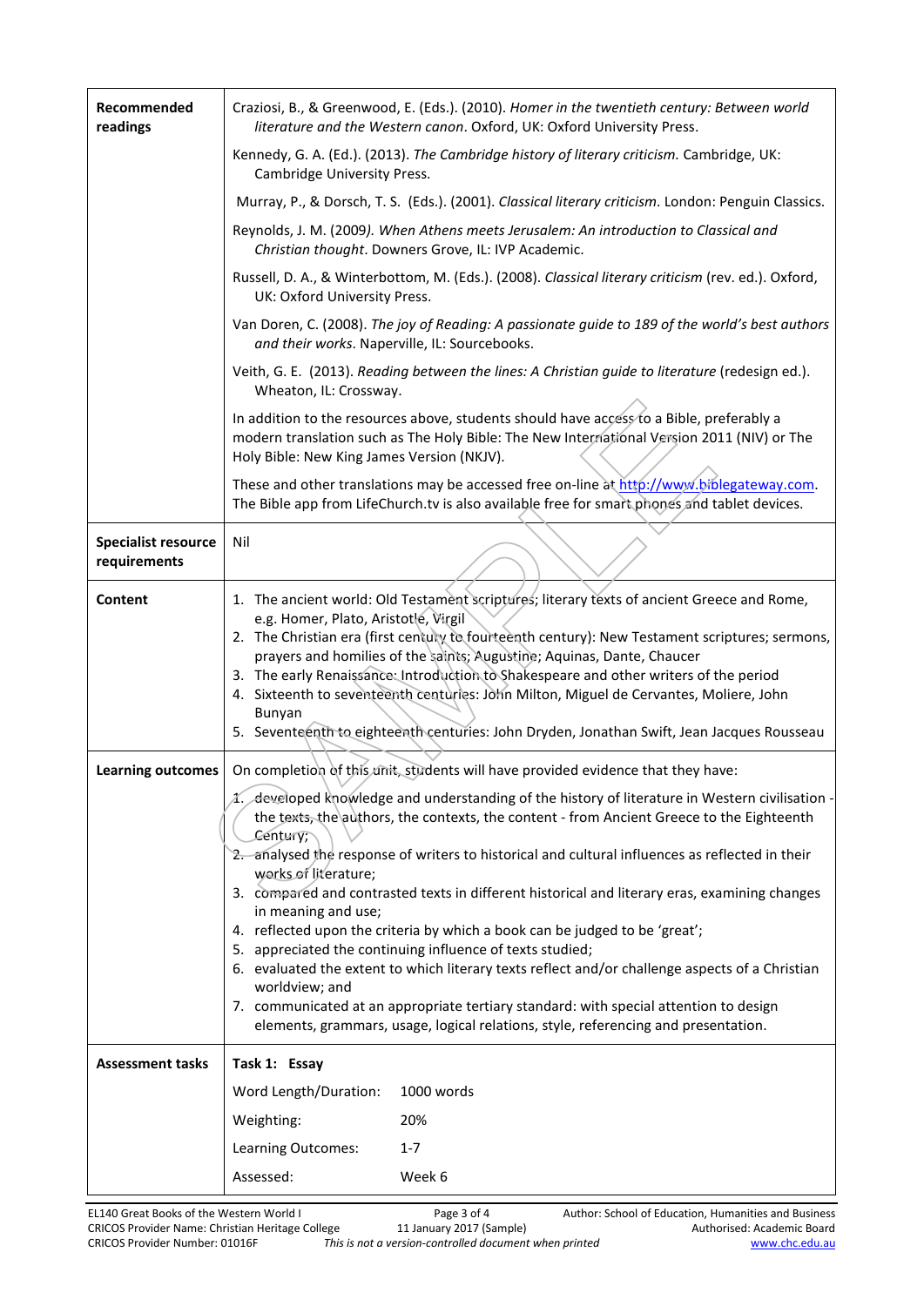| | |
|---|---|
| **Recommended readings** | Craziosi, B., & Greenwood, E. (Eds.). (2010). *Homer in the twentieth century: Between world literature and the Western canon*. Oxford, UK: Oxford University Press.<br><br>Kennedy, G. A. (Ed.). (2013). *The Cambridge history of literary criticism.* Cambridge, UK: Cambridge University Press.<br><br>Murray, P., & Dorsch, T. S. (Eds.). (2001). *Classical literary criticism*. London: Penguin Classics.<br><br>Reynolds, J. M. (2009*). When Athens meets Jerusalem: An introduction to Classical and Christian thought*. Downers Grove, IL: IVP Academic.<br><br>Russell, D. A., & Winterbottom, M. (Eds.). (2008). *Classical literary criticism* (rev. ed.). Oxford, UK: Oxford University Press.<br><br>Van Doren, C. (2008). *The joy of Reading: A passionate guide to 189 of the world's best authors and their works*. Naperville, IL: Sourcebooks.<br><br>Veith, G. E. (2013). *Reading between the lines: A Christian guide to literature* (redesign ed.). Wheaton, IL: Crossway.<br><br>In addition to the resources above, students should have access to a Bible, preferably a modern translation such as The Holy Bible: The New International Version 2011 (NIV) or The Holy Bible: New King James Version (NKJV).<br><br>These and other translations may be accessed free on-line at http://www.biblegateway.com. The Bible app from LifeChurch.tv is also available free for smart phones and tablet devices. |
| **Specialist resource requirements** | Nil |
| **Content** | 1. The ancient world: Old Testament scriptures; literary texts of ancient Greece and Rome, e.g. Homer, Plato, Aristotle, Virgil<br>2. The Christian era (first century to fourteenth century): New Testament scriptures; sermons, prayers and homilies of the saints; Augustine; Aquinas, Dante, Chaucer<br>3. The early Renaissance: Introduction to Shakespeare and other writers of the period<br>4. Sixteenth to seventeenth centuries: John Milton, Miguel de Cervantes, Moliere, John Bunyan<br>5. Seventeenth to eighteenth centuries: John Dryden, Jonathan Swift, Jean Jacques Rousseau |
| **Learning outcomes** | On completion of this unit, students will have provided evidence that they have:<br><br>1. developed knowledge and understanding of the history of literature in Western civilisation - the texts, the authors, the contexts, the content - from Ancient Greece to the Eighteenth Century;<br>2. analysed the response of writers to historical and cultural influences as reflected in their works of literature;<br>3. compared and contrasted texts in different historical and literary eras, examining changes in meaning and use;<br>4. reflected upon the criteria by which a book can be judged to be 'great';<br>5. appreciated the continuing influence of texts studied;<br>6. evaluated the extent to which literary texts reflect and/or challenge aspects of a Christian worldview; and<br>7. communicated at an appropriate tertiary standard: with special attention to design elements, grammars, usage, logical relations, style, referencing and presentation. |
| **Assessment tasks** | **Task 1: Essay**<br><br>Word Length/Duration: 1000 words<br><br>Weighting: 20%<br><br>Learning Outcomes: 1-7<br><br>Assessed: Week 6 |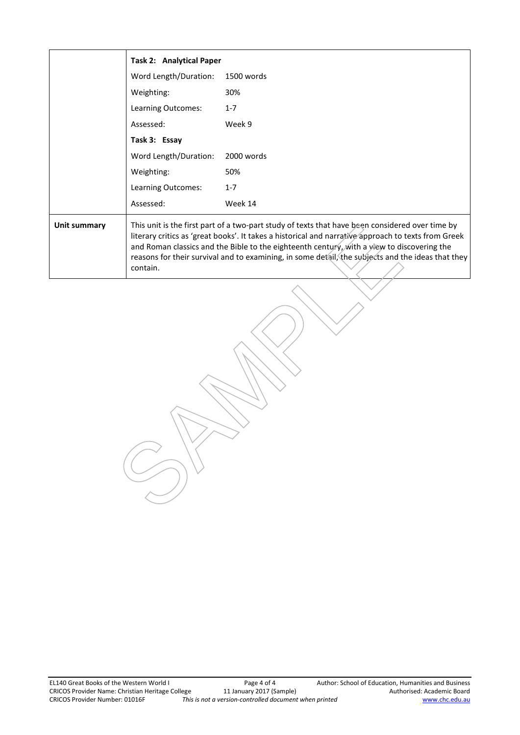| | | |
|---|---|---|
| | **Task 2: Analytical Paper** | |
| | Word Length/Duration: | 1500 words |
| | Weighting: | 30% |
| | Learning Outcomes: | 1-7 |
| | Assessed: | Week 9 |
| | **Task 3: Essay** | |
| | Word Length/Duration: | 2000 words |
| | Weighting: | 50% |
| | Learning Outcomes: | 1-7 |
| | Assessed: | Week 14 |
| **Unit summary** | This unit is the first part of a two-part study of texts that have been considered over time by literary critics as 'great books'. It takes a historical and narrative approach to texts from Greek and Roman classics and the Bible to the eighteenth century, with a view to discovering the reasons for their survival and to examining, in some detail, the subjects and the ideas that they contain. | |